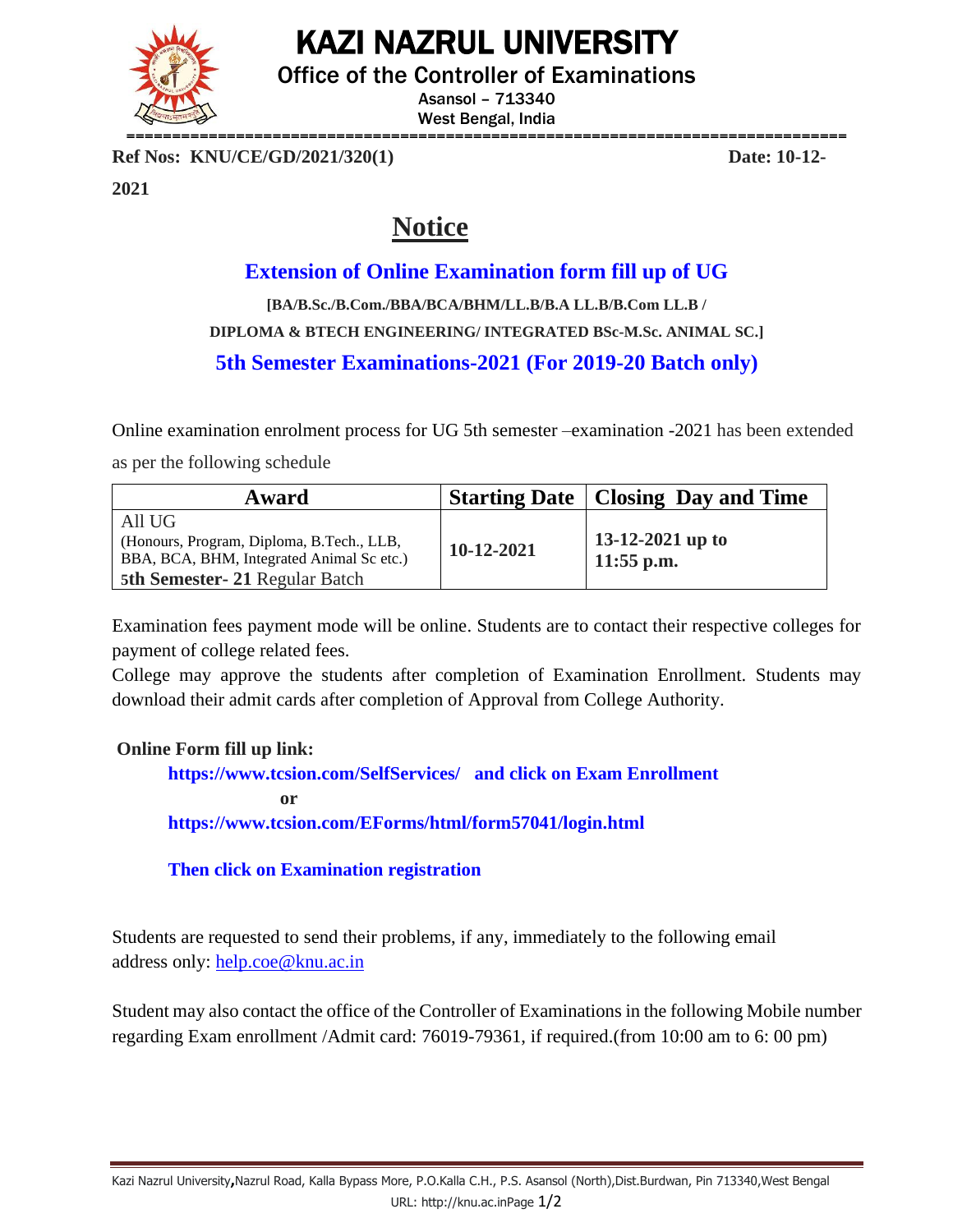# KAZI NAZRUL UNIVERSITY

Office of the Controller of Examinations

Asansol – 713340

West Bengal, India

**Ref Nos: KNU/CE/GD/2021/320(1)** **Date: 10-12-2021**

## Notice

### Extension of Online Examination form fill up of UG

**[BA/B.Sc./B.Com./BBA/BCA/BHM/LL.B/B.A LL.B/B.Com LL.B /**

**DIPLOMA & BTECH ENGINEERING/ INTEGRATED BSc-M.Sc. ANIMAL SC.]**

### 5th Semester Examinations-2021 (For 2019-20 Batch only)

Online examination enrolment process for UG 5th semester –examination -2021 has been extended as per the following schedule

| Award | Starting Date | Closing Day and Time |
|---|---|---|
| All UG (Honours, Program, Diploma, B.Tech., LLB, BBA, BCA, BHM, Integrated Animal Sc etc.) **5th Semester- 21** Regular Batch | **10-12-2021** | **13-12-2021 up to 11:55 p.m.** |

Examination fees payment mode will be online. Students are to contact their respective colleges for payment of college related fees.

College may approve the students after completion of Examination Enrollment. Students may download their admit cards after completion of Approval from College Authority.

**Online Form fill up link:**

**https://www.tcsion.com/SelfServices/ and click on Exam Enrollment**

**or**

**https://www.tcsion.com/EForms/html/form57041/login.html**

**Then click on Examination registration**

Students are requested to send their problems, if any, immediately to the following email address only: help.coe@knu.ac.in

Student may also contact the office of the Controller of Examinations in the following Mobile number regarding Exam enrollment /Admit card: 76019-79361, if required.(from 10:00 am to 6: 00 pm)

Kazi Nazrul University, Nazrul Road, Kalla Bypass More, P.O.Kalla C.H., P.S. Asansol (North), Dist.Burdwan, Pin 713340, West Bengal

URL: http://knu.ac.in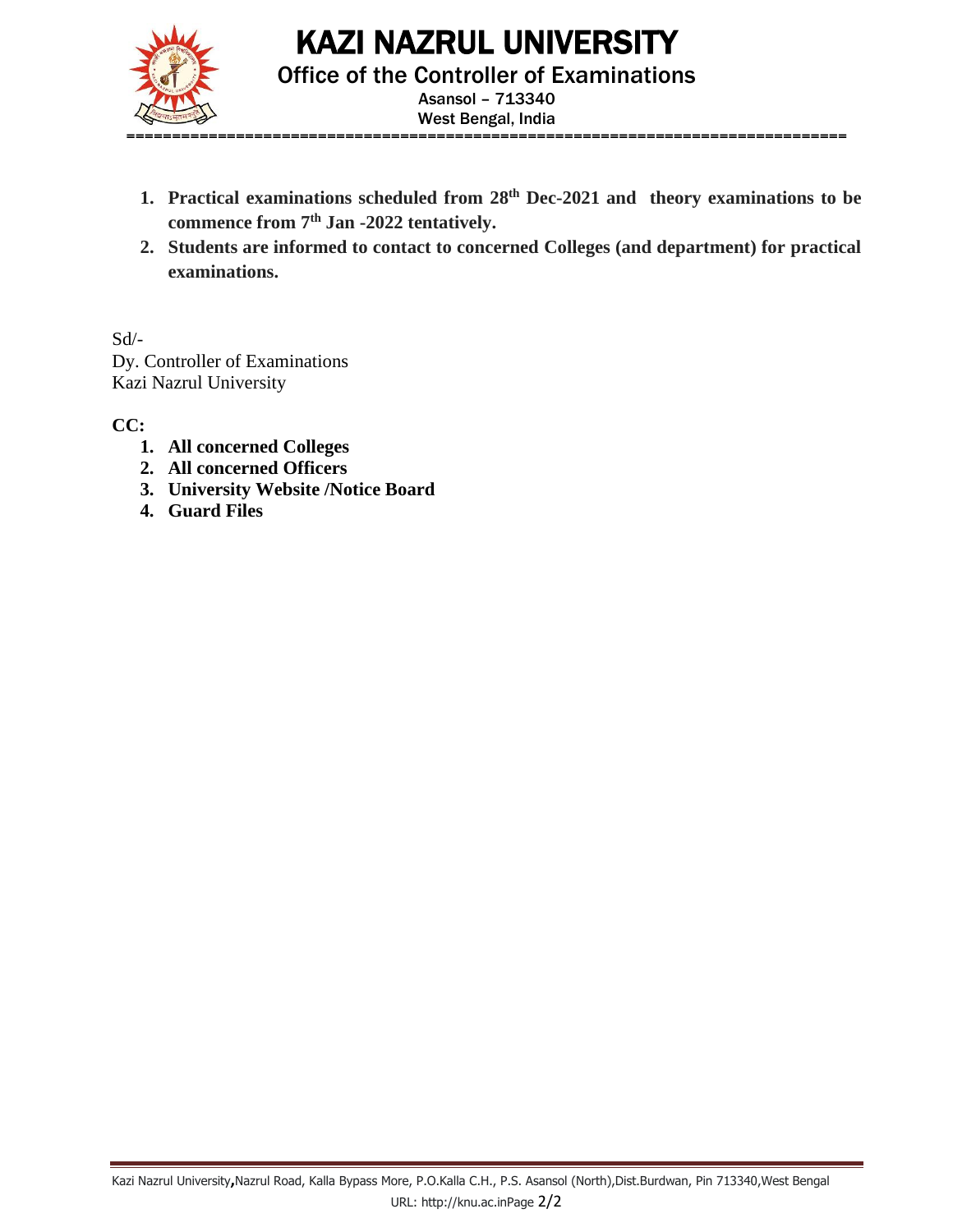1. **Practical examinations scheduled from 28th Dec-2021 and theory examinations to be commence from 7th Jan -2022 tentatively.**
2. **Students are informed to contact to concerned Colleges (and department) for practical examinations.**

Sd/-
Dy. Controller of Examinations
Kazi Nazrul University

**CC:**

1. **All concerned Colleges**
2. **All concerned Officers**
3. **University Website /Notice Board**
4. **Guard Files**